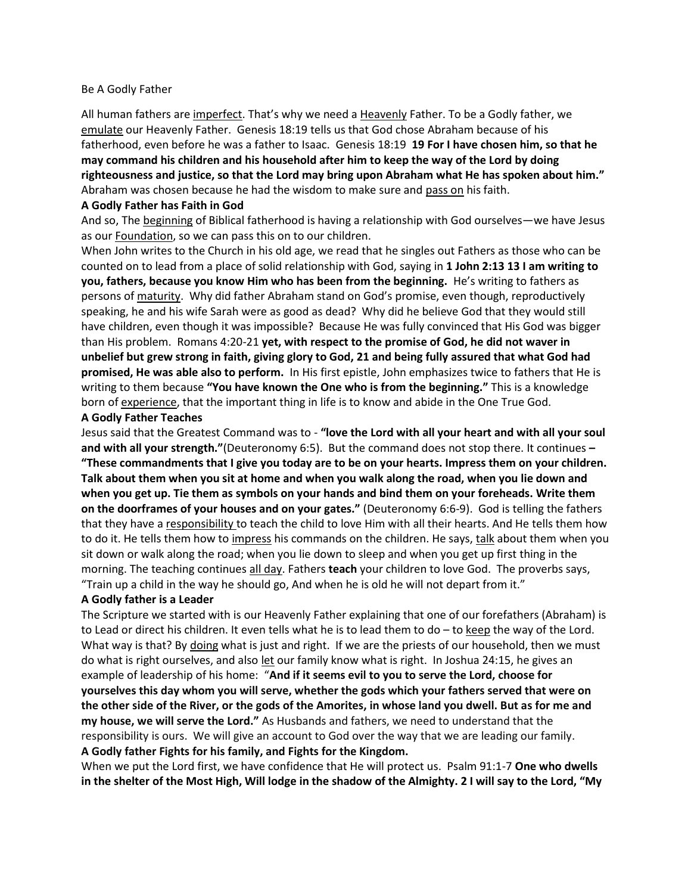Be A Godly Father

All human fathers are <u>imperfect</u>. That's why we need a <u>Heavenly</u> Father. To be a Godly father, we <u>emulate</u> our Heavenly Father. Genesis 18:19 tells us that God chose Abraham because of his fatherhood, even before he was a father to Isaac. Genesis 18:19 **19 For I have chosen him, so that he may command his children and his household after him to keep the way of the Lord by doing righteousness and justice, so that the Lord may bring upon Abraham what He has spoken about him."** Abraham was chosen because he had the wisdom to make sure and <u>pass on</u> his faith.

**A Godly Father has Faith in God**

And so, The <u>beginning</u> of Biblical fatherhood is having a relationship with God ourselves—we have Jesus as our <u>Foundation</u>, so we can pass this on to our children.

When John writes to the Church in his old age, we read that he singles out Fathers as those who can be counted on to lead from a place of solid relationship with God, saying in **1 John 2:13 13 I am writing to you, fathers, because you know Him who has been from the beginning.** He's writing to fathers as persons of <u>maturity</u>. Why did father Abraham stand on God's promise, even though, reproductively speaking, he and his wife Sarah were as good as dead? Why did he believe God that they would still have children, even though it was impossible? Because He was fully convinced that His God was bigger than His problem. Romans 4:20-21 **yet, with respect to the promise of God, he did not waver in unbelief but grew strong in faith, giving glory to God, 21 and being fully assured that what God had promised, He was able also to perform.** In His first epistle, John emphasizes twice to fathers that He is writing to them because **"You have known the One who is from the beginning."** This is a knowledge born of <u>experience</u>, that the important thing in life is to know and abide in the One True God.

**A Godly Father Teaches**

Jesus said that the Greatest Command was to - **"love the Lord with all your heart and with all your soul and with all your strength."**(Deuteronomy 6:5). But the command does not stop there. It continues **– "These commandments that I give you today are to be on your hearts. Impress them on your children. Talk about them when you sit at home and when you walk along the road, when you lie down and when you get up. Tie them as symbols on your hands and bind them on your foreheads. Write them on the doorframes of your houses and on your gates."** (Deuteronomy 6:6-9). God is telling the fathers that they have a <u>responsibility</u> to teach the child to love Him with all their hearts. And He tells them how to do it. He tells them how to <u>impress</u> his commands on the children. He says, <u>talk</u> about them when you sit down or walk along the road; when you lie down to sleep and when you get up first thing in the morning. The teaching continues <u>all day</u>. Fathers **teach** your children to love God. The proverbs says, "Train up a child in the way he should go, And when he is old he will not depart from it."

**A Godly father is a Leader**

The Scripture we started with is our Heavenly Father explaining that one of our forefathers (Abraham) is to Lead or direct his children. It even tells what he is to lead them to do – to <u>keep</u> the way of the Lord. What way is that? By <u>doing</u> what is just and right. If we are the priests of our household, then we must do what is right ourselves, and also <u>let</u> our family know what is right. In Joshua 24:15, he gives an example of leadership of his home: "**And if it seems evil to you to serve the Lord, choose for yourselves this day whom you will serve, whether the gods which your fathers served that were on the other side of the River, or the gods of the Amorites, in whose land you dwell. But as for me and my house, we will serve the Lord."** As Husbands and fathers, we need to understand that the responsibility is ours. We will give an account to God over the way that we are leading our family.

**A Godly father Fights for his family, and Fights for the Kingdom.**

When we put the Lord first, we have confidence that He will protect us. Psalm 91:1-7 **One who dwells in the shelter of the Most High, Will lodge in the shadow of the Almighty. 2 I will say to the Lord, "My**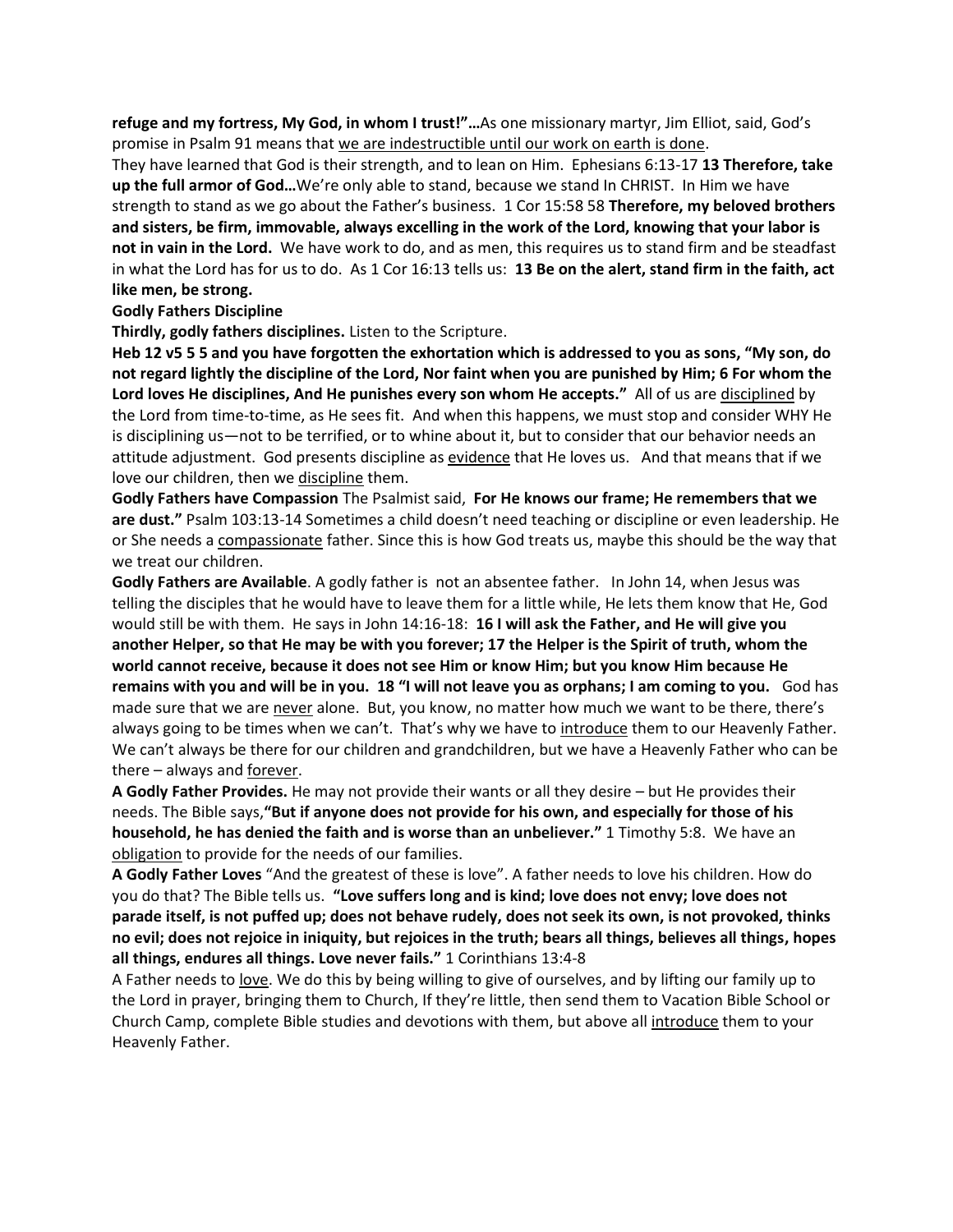**refuge and my fortress, My God, in whom I trust!"…**As one missionary martyr, Jim Elliot, said, God's promise in Psalm 91 means that <u>we are indestructible until our work on earth is done</u>.

They have learned that God is their strength, and to lean on Him. Ephesians 6:13-17 **13 Therefore, take up the full armor of God…**We're only able to stand, because we stand In CHRIST. In Him we have strength to stand as we go about the Father's business. 1 Cor 15:58 58 **Therefore, my beloved brothers and sisters, be firm, immovable, always excelling in the work of the Lord, knowing that your labor is not in vain in the Lord.** We have work to do, and as men, this requires us to stand firm and be steadfast in what the Lord has for us to do. As 1 Cor 16:13 tells us: **13 Be on the alert, stand firm in the faith, act like men, be strong.**

**Godly Fathers Discipline**

**Thirdly, godly fathers disciplines.** Listen to the Scripture.

**Heb 12 v5 5 5 and you have forgotten the exhortation which is addressed to you as sons, "My son, do not regard lightly the discipline of the Lord, Nor faint when you are punished by Him; 6 For whom the Lord loves He disciplines, And He punishes every son whom He accepts."** All of us are <u>disciplined</u> by the Lord from time-to-time, as He sees fit. And when this happens, we must stop and consider WHY He is disciplining us—not to be terrified, or to whine about it, but to consider that our behavior needs an attitude adjustment. God presents discipline as <u>evidence</u> that He loves us. And that means that if we love our children, then we <u>discipline</u> them.

**Godly Fathers have Compassion** The Psalmist said, **For He knows our frame; He remembers that we are dust."** Psalm 103:13-14 Sometimes a child doesn't need teaching or discipline or even leadership. He or She needs a <u>compassionate</u> father. Since this is how God treats us, maybe this should be the way that we treat our children.

**Godly Fathers are Available**. A godly father is not an absentee father. In John 14, when Jesus was telling the disciples that he would have to leave them for a little while, He lets them know that He, God would still be with them. He says in John 14:16-18: **16 I will ask the Father, and He will give you another Helper, so that He may be with you forever; 17 the Helper is the Spirit of truth, whom the world cannot receive, because it does not see Him or know Him; but you know Him because He remains with you and will be in you. 18 "I will not leave you as orphans; I am coming to you.** God has made sure that we are <u>never</u> alone. But, you know, no matter how much we want to be there, there's always going to be times when we can't. That's why we have to <u>introduce</u> them to our Heavenly Father. We can't always be there for our children and grandchildren, but we have a Heavenly Father who can be there – always and <u>forever</u>.

**A Godly Father Provides.** He may not provide their wants or all they desire – but He provides their needs. The Bible says,**"But if anyone does not provide for his own, and especially for those of his household, he has denied the faith and is worse than an unbeliever."** 1 Timothy 5:8. We have an <u>obligation</u> to provide for the needs of our families.

**A Godly Father Loves** "And the greatest of these is love". A father needs to love his children. How do you do that? The Bible tells us. **"Love suffers long and is kind; love does not envy; love does not parade itself, is not puffed up; does not behave rudely, does not seek its own, is not provoked, thinks no evil; does not rejoice in iniquity, but rejoices in the truth; bears all things, believes all things, hopes all things, endures all things. Love never fails."** 1 Corinthians 13:4-8

A Father needs to <u>love</u>. We do this by being willing to give of ourselves, and by lifting our family up to the Lord in prayer, bringing them to Church, If they're little, then send them to Vacation Bible School or Church Camp, complete Bible studies and devotions with them, but above all <u>introduce</u> them to your Heavenly Father.